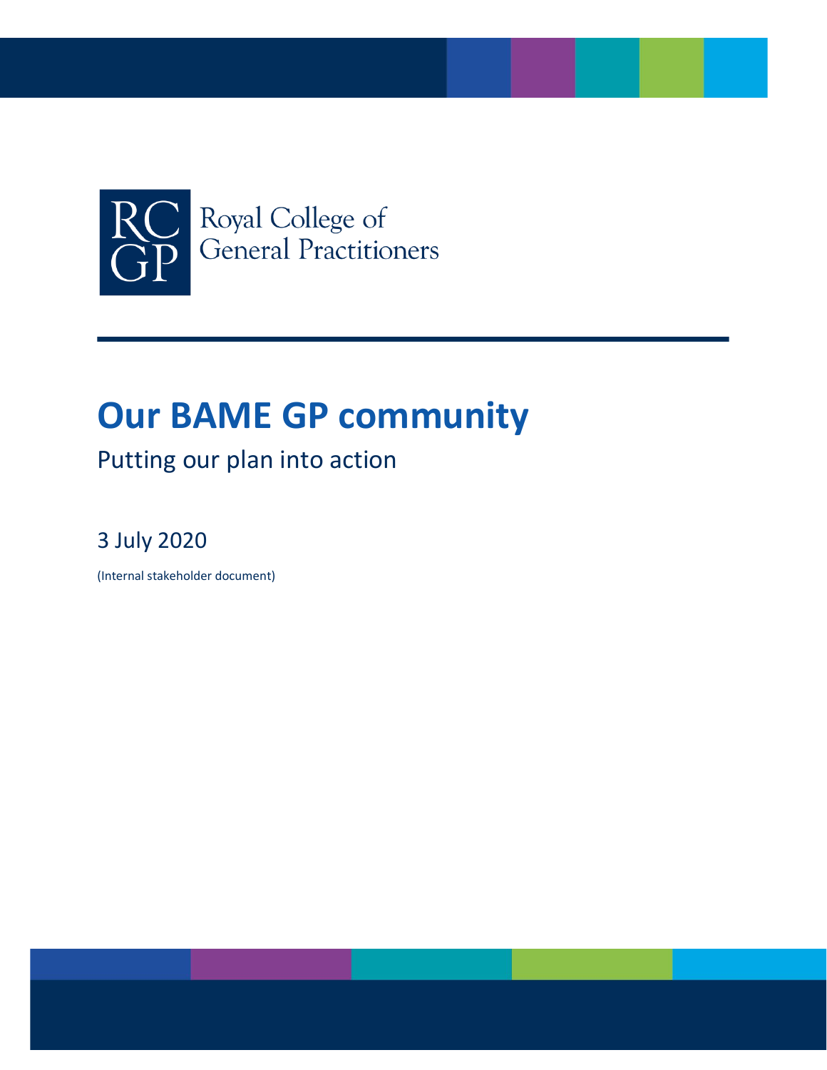Royal College of General Practitioners

# Our BAME GP community

## Putting our plan into action

3 July 2020

(Internal stakeholder document)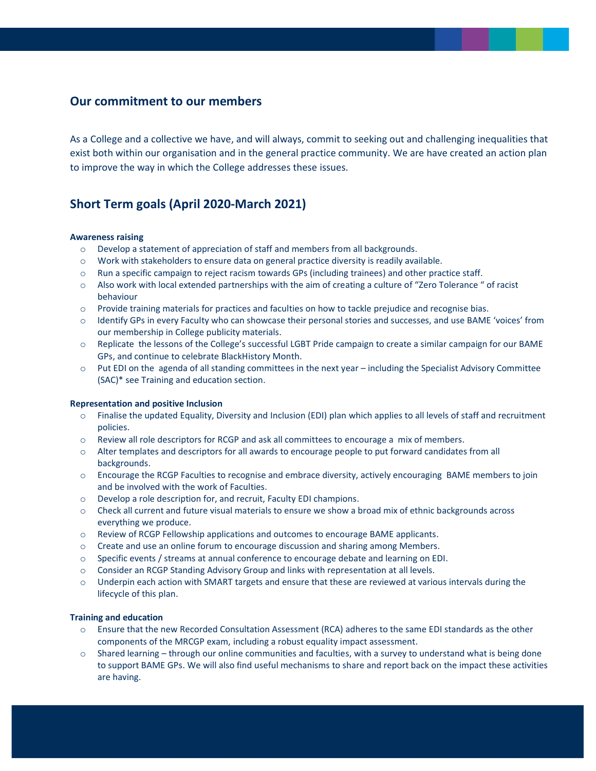## Our commitment to our members

As a College and a collective we have, and will always, commit to seeking out and challenging inequalities that exist both within our organisation and in the general practice community. We are have created an action plan to improve the way in which the College addresses these issues.

## Short Term goals (April 2020-March 2021)

**Awareness raising**

- Develop a statement of appreciation of staff and members from all backgrounds.
- Work with stakeholders to ensure data on general practice diversity is readily available.
- Run a specific campaign to reject racism towards GPs (including trainees) and other practice staff.
- Also work with local extended partnerships with the aim of creating a culture of "Zero Tolerance " of racist behaviour
- Provide training materials for practices and faculties on how to tackle prejudice and recognise bias.
- Identify GPs in every Faculty who can showcase their personal stories and successes, and use BAME 'voices' from our membership in College publicity materials.
- Replicate the lessons of the College's successful LGBT Pride campaign to create a similar campaign for our BAME GPs, and continue to celebrate BlackHistory Month.
- Put EDI on the agenda of all standing committees in the next year – including the Specialist Advisory Committee (SAC)* see Training and education section.

**Representation and positive Inclusion**

- Finalise the updated Equality, Diversity and Inclusion (EDI) plan which applies to all levels of staff and recruitment policies.
- Review all role descriptors for RCGP and ask all committees to encourage a mix of members.
- Alter templates and descriptors for all awards to encourage people to put forward candidates from all backgrounds.
- Encourage the RCGP Faculties to recognise and embrace diversity, actively encouraging BAME members to join and be involved with the work of Faculties.
- Develop a role description for, and recruit, Faculty EDI champions.
- Check all current and future visual materials to ensure we show a broad mix of ethnic backgrounds across everything we produce.
- Review of RCGP Fellowship applications and outcomes to encourage BAME applicants.
- Create and use an online forum to encourage discussion and sharing among Members.
- Specific events / streams at annual conference to encourage debate and learning on EDI.
- Consider an RCGP Standing Advisory Group and links with representation at all levels.
- Underpin each action with SMART targets and ensure that these are reviewed at various intervals during the lifecycle of this plan.

**Training and education**

- Ensure that the new Recorded Consultation Assessment (RCA) adheres to the same EDI standards as the other components of the MRCGP exam, including a robust equality impact assessment.
- Shared learning – through our online communities and faculties, with a survey to understand what is being done to support BAME GPs. We will also find useful mechanisms to share and report back on the impact these activities are having.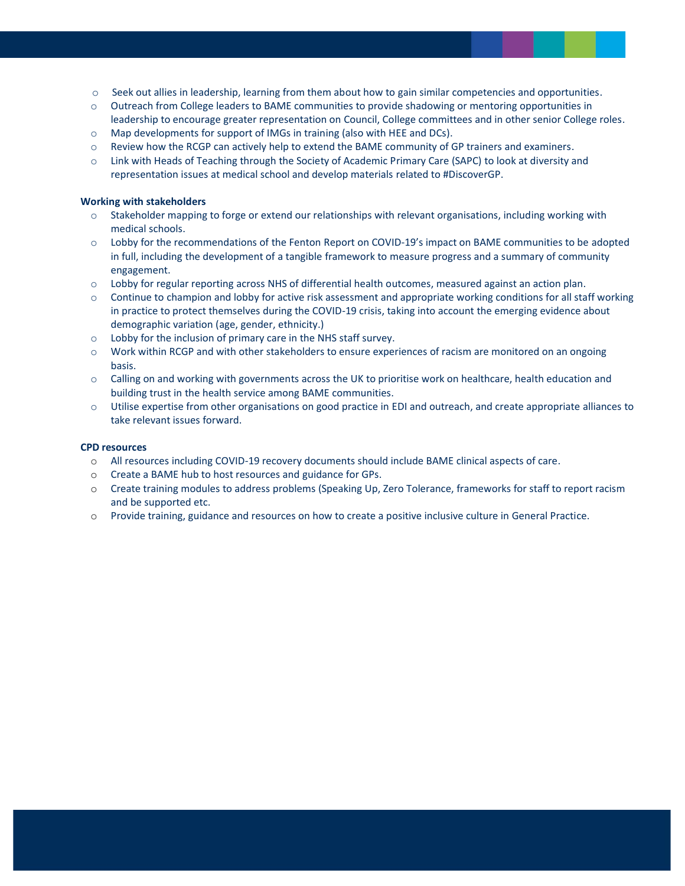- Seek out allies in leadership, learning from them about how to gain similar competencies and opportunities.
- Outreach from College leaders to BAME communities to provide shadowing or mentoring opportunities in leadership to encourage greater representation on Council, College committees and in other senior College roles.
- Map developments for support of IMGs in training (also with HEE and DCs).
- Review how the RCGP can actively help to extend the BAME community of GP trainers and examiners.
- Link with Heads of Teaching through the Society of Academic Primary Care (SAPC) to look at diversity and representation issues at medical school and develop materials related to #DiscoverGP.

**Working with stakeholders**

- Stakeholder mapping to forge or extend our relationships with relevant organisations, including working with medical schools.
- Lobby for the recommendations of the Fenton Report on COVID-19's impact on BAME communities to be adopted in full, including the development of a tangible framework to measure progress and a summary of community engagement.
- Lobby for regular reporting across NHS of differential health outcomes, measured against an action plan.
- Continue to champion and lobby for active risk assessment and appropriate working conditions for all staff working in practice to protect themselves during the COVID-19 crisis, taking into account the emerging evidence about demographic variation (age, gender, ethnicity.)
- Lobby for the inclusion of primary care in the NHS staff survey.
- Work within RCGP and with other stakeholders to ensure experiences of racism are monitored on an ongoing basis.
- Calling on and working with governments across the UK to prioritise work on healthcare, health education and building trust in the health service among BAME communities.
- Utilise expertise from other organisations on good practice in EDI and outreach, and create appropriate alliances to take relevant issues forward.

**CPD resources**

- All resources including COVID-19 recovery documents should include BAME clinical aspects of care.
- Create a BAME hub to host resources and guidance for GPs.
- Create training modules to address problems (Speaking Up, Zero Tolerance, frameworks for staff to report racism and be supported etc.
- Provide training, guidance and resources on how to create a positive inclusive culture in General Practice.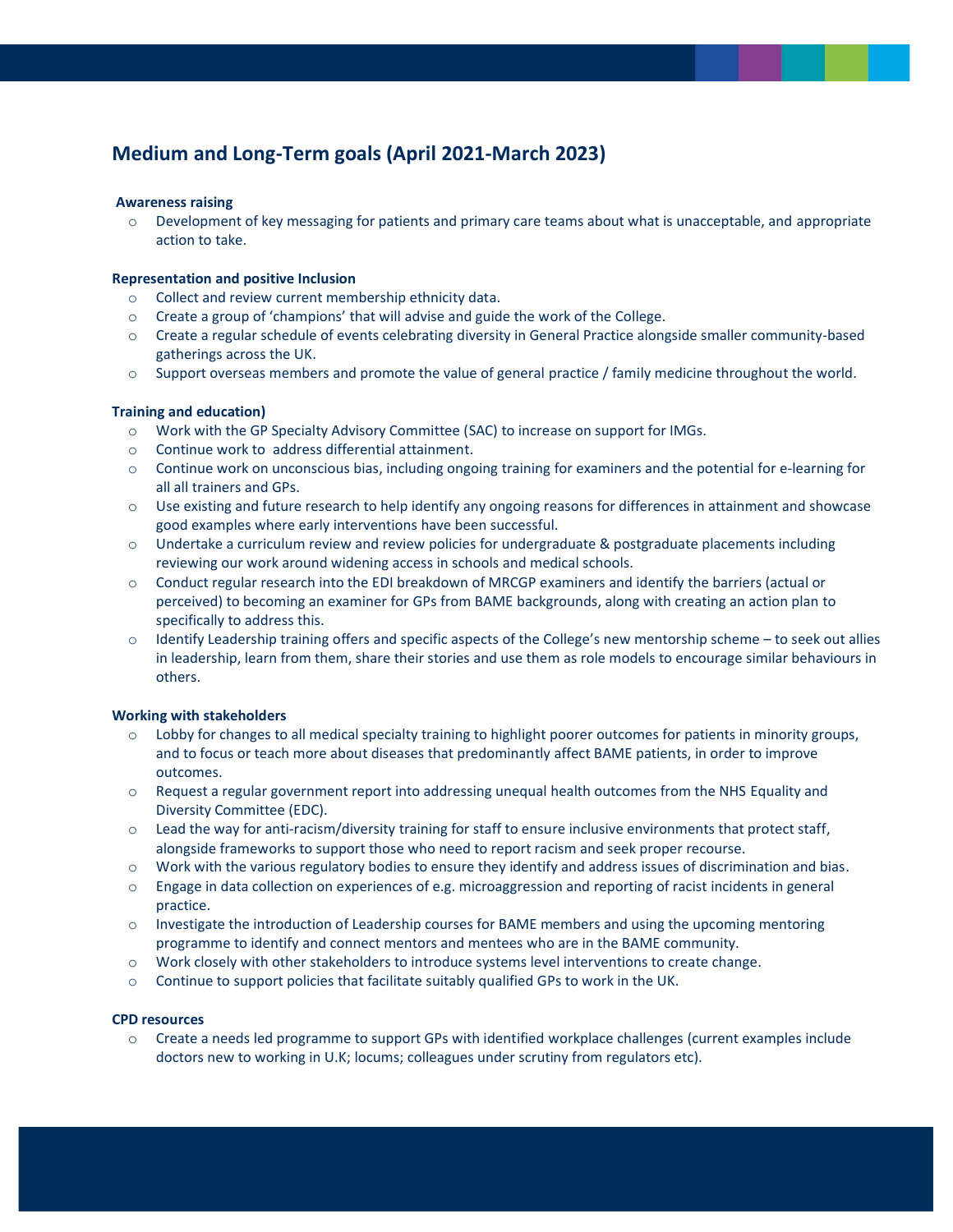## Medium and Long-Term goals (April 2021-March 2023)

**Awareness raising**

- Development of key messaging for patients and primary care teams about what is unacceptable, and appropriate action to take.

**Representation and positive Inclusion**

- Collect and review current membership ethnicity data.
- Create a group of 'champions' that will advise and guide the work of the College.
- Create a regular schedule of events celebrating diversity in General Practice alongside smaller community-based gatherings across the UK.
- Support overseas members and promote the value of general practice / family medicine throughout the world.

**Training and education)**

- Work with the GP Specialty Advisory Committee (SAC) to increase on support for IMGs.
- Continue work to address differential attainment.
- Continue work on unconscious bias, including ongoing training for examiners and the potential for e-learning for all all trainers and GPs.
- Use existing and future research to help identify any ongoing reasons for differences in attainment and showcase good examples where early interventions have been successful.
- Undertake a curriculum review and review policies for undergraduate & postgraduate placements including reviewing our work around widening access in schools and medical schools.
- Conduct regular research into the EDI breakdown of MRCGP examiners and identify the barriers (actual or perceived) to becoming an examiner for GPs from BAME backgrounds, along with creating an action plan to specifically to address this.
- Identify Leadership training offers and specific aspects of the College's new mentorship scheme – to seek out allies in leadership, learn from them, share their stories and use them as role models to encourage similar behaviours in others.

**Working with stakeholders**

- Lobby for changes to all medical specialty training to highlight poorer outcomes for patients in minority groups, and to focus or teach more about diseases that predominantly affect BAME patients, in order to improve outcomes.
- Request a regular government report into addressing unequal health outcomes from the NHS Equality and Diversity Committee (EDC).
- Lead the way for anti-racism/diversity training for staff to ensure inclusive environments that protect staff, alongside frameworks to support those who need to report racism and seek proper recourse.
- Work with the various regulatory bodies to ensure they identify and address issues of discrimination and bias.
- Engage in data collection on experiences of e.g. microaggression and reporting of racist incidents in general practice.
- Investigate the introduction of Leadership courses for BAME members and using the upcoming mentoring programme to identify and connect mentors and mentees who are in the BAME community.
- Work closely with other stakeholders to introduce systems level interventions to create change.
- Continue to support policies that facilitate suitably qualified GPs to work in the UK.

**CPD resources**

- Create a needs led programme to support GPs with identified workplace challenges (current examples include doctors new to working in U.K; locums; colleagues under scrutiny from regulators etc).